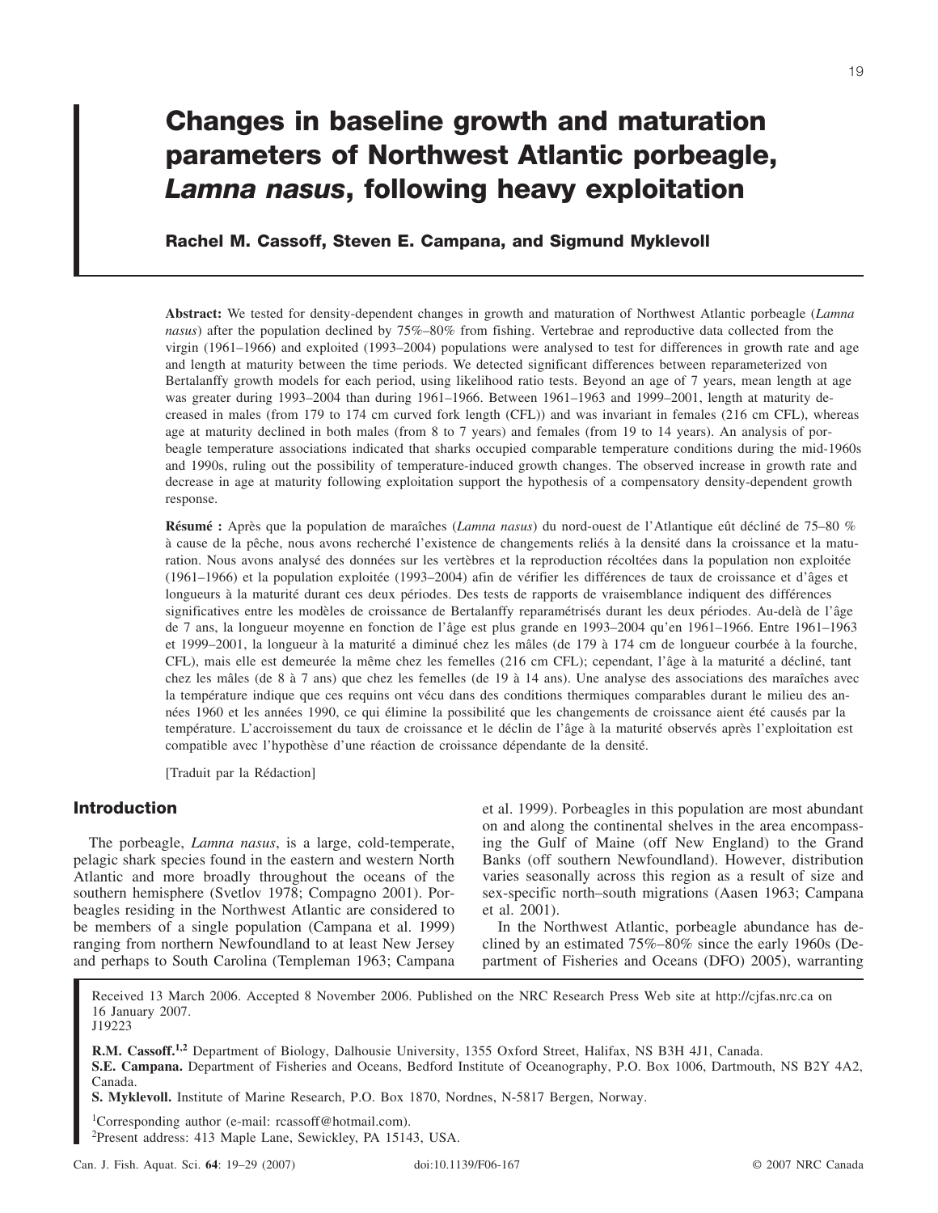# Changes in baseline growth and maturation parameters of Northwest Atlantic porbeagle, *Lamna nasus*, following heavy exploitation

**Rachel M. Cassoff, Steven E. Campana, and Sigmund Myklevoll**

**Abstract:** We tested for density-dependent changes in growth and maturation of Northwest Atlantic porbeagle (*Lamna nasus*) after the population declined by 75%–80% from fishing. Vertebrae and reproductive data collected from the virgin (1961–1966) and exploited (1993–2004) populations were analysed to test for differences in growth rate and age and length at maturity between the time periods. We detected significant differences between reparameterized von Bertalanffy growth models for each period, using likelihood ratio tests. Beyond an age of 7 years, mean length at age was greater during 1993–2004 than during 1961–1966. Between 1961–1963 and 1999–2001, length at maturity decreased in males (from 179 to 174 cm curved fork length (CFL)) and was invariant in females (216 cm CFL), whereas age at maturity declined in both males (from 8 to 7 years) and females (from 19 to 14 years). An analysis of porbeagle temperature associations indicated that sharks occupied comparable temperature conditions during the mid-1960s and 1990s, ruling out the possibility of temperature-induced growth changes. The observed increase in growth rate and decrease in age at maturity following exploitation support the hypothesis of a compensatory density-dependent growth response.

**Résumé :** Après que la population de maraîches (*Lamna nasus*) du nord-ouest de l'Atlantique eût décliné de 75–80 % à cause de la pêche, nous avons recherché l'existence de changements reliés à la densité dans la croissance et la maturation. Nous avons analysé des données sur les vertèbres et la reproduction récoltées dans la population non exploitée (1961–1966) et la population exploitée (1993–2004) afin de vérifier les différences de taux de croissance et d'âges et longueurs à la maturité durant ces deux périodes. Des tests de rapports de vraisemblance indiquent des différences significatives entre les modèles de croissance de Bertalanffy reparamétrisés durant les deux périodes. Au-delà de l'âge de 7 ans, la longueur moyenne en fonction de l'âge est plus grande en 1993–2004 qu'en 1961–1966. Entre 1961–1963 et 1999–2001, la longueur à la maturité a diminué chez les mâles (de 179 à 174 cm de longueur courbée à la fourche, CFL), mais elle est demeurée la même chez les femelles (216 cm CFL); cependant, l'âge à la maturité a décliné, tant chez les mâles (de 8 à 7 ans) que chez les femelles (de 19 à 14 ans). Une analyse des associations des maraîches avec la température indique que ces requins ont vécu dans des conditions thermiques comparables durant le milieu des années 1960 et les années 1990, ce qui élimine la possibilité que les changements de croissance aient été causés par la température. L'accroissement du taux de croissance et le déclin de l'âge à la maturité observés après l'exploitation est compatible avec l'hypothèse d'une réaction de croissance dépendante de la densité.

[Traduit par la Rédaction]

## Introduction

The porbeagle, *Lamna nasus*, is a large, cold-temperate, pelagic shark species found in the eastern and western North Atlantic and more broadly throughout the oceans of the southern hemisphere (Svetlov 1978; Compagno 2001). Porbeagles residing in the Northwest Atlantic are considered to be members of a single population (Campana et al. 1999) ranging from northern Newfoundland to at least New Jersey and perhaps to South Carolina (Templeman 1963; Campana et al. 1999). Porbeagles in this population are most abundant on and along the continental shelves in the area encompassing the Gulf of Maine (off New England) to the Grand Banks (off southern Newfoundland). However, distribution varies seasonally across this region as a result of size and sex-specific north–south migrations (Aasen 1963; Campana et al. 2001).

In the Northwest Atlantic, porbeagle abundance has declined by an estimated 75%–80% since the early 1960s (Department of Fisheries and Oceans (DFO) 2005), warranting

Received 13 March 2006. Accepted 8 November 2006. Published on the NRC Research Press Web site at http://cjfas.nrc.ca on 16 January 2007.
J19223

**R.M. Cassoff.[1,2]** Department of Biology, Dalhousie University, 1355 Oxford Street, Halifax, NS B3H 4J1, Canada.
**S.E. Campana.** Department of Fisheries and Oceans, Bedford Institute of Oceanography, P.O. Box 1006, Dartmouth, NS B2Y 4A2, Canada.
**S. Myklevoll.** Institute of Marine Research, P.O. Box 1870, Nordnes, N-5817 Bergen, Norway.

[1]Corresponding author (e-mail: rcassoff@hotmail.com).
[2]Present address: 413 Maple Lane, Sewickley, PA 15143, USA.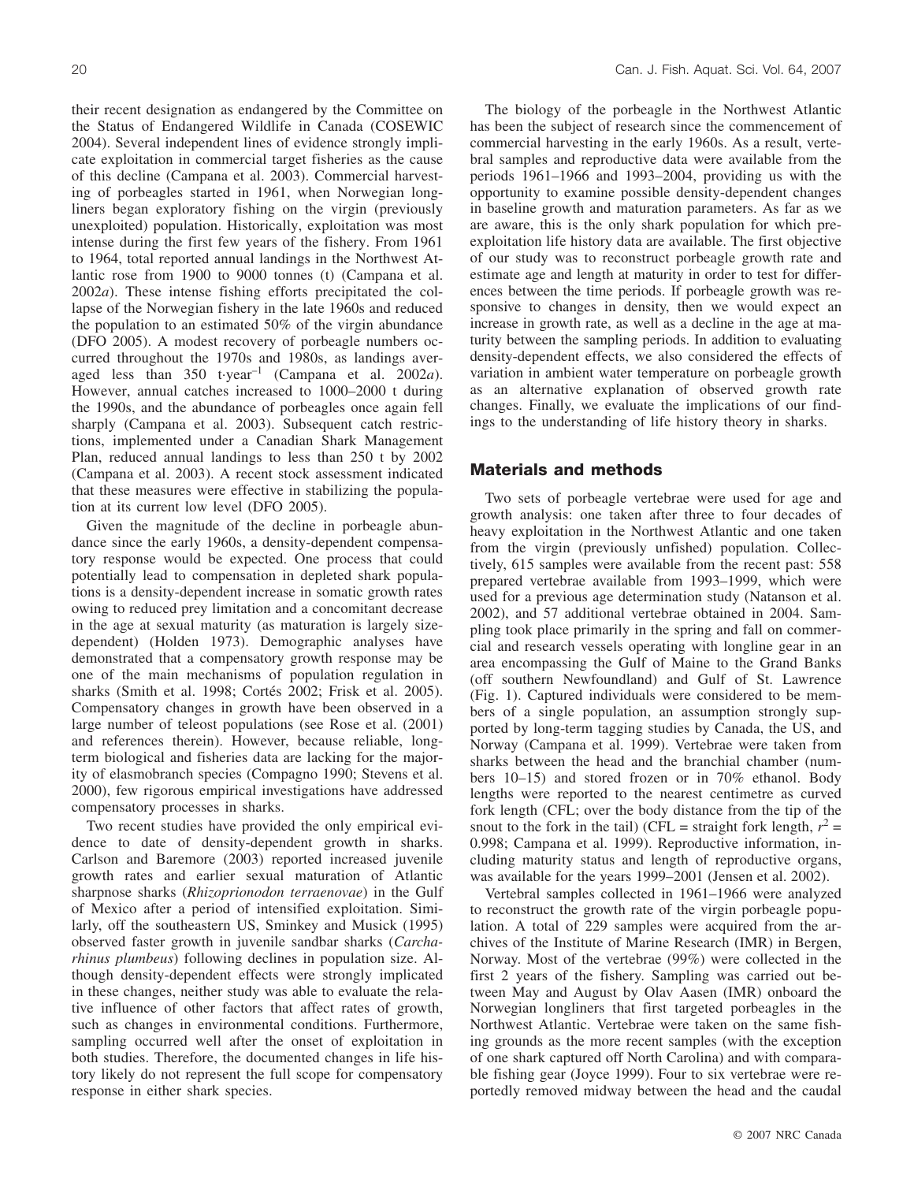their recent designation as endangered by the Committee on the Status of Endangered Wildlife in Canada (COSEWIC 2004). Several independent lines of evidence strongly implicate exploitation in commercial target fisheries as the cause of this decline (Campana et al. 2003). Commercial harvesting of porbeagles started in 1961, when Norwegian longliners began exploratory fishing on the virgin (previously unexploited) population. Historically, exploitation was most intense during the first few years of the fishery. From 1961 to 1964, total reported annual landings in the Northwest Atlantic rose from 1900 to 9000 tonnes (t) (Campana et al. 2002*a*). These intense fishing efforts precipitated the collapse of the Norwegian fishery in the late 1960s and reduced the population to an estimated 50% of the virgin abundance (DFO 2005). A modest recovery of porbeagle numbers occurred throughout the 1970s and 1980s, as landings averaged less than 350 t·year$^{-1}$ (Campana et al. 2002*a*). However, annual catches increased to 1000–2000 t during the 1990s, and the abundance of porbeagles once again fell sharply (Campana et al. 2003). Subsequent catch restrictions, implemented under a Canadian Shark Management Plan, reduced annual landings to less than 250 t by 2002 (Campana et al. 2003). A recent stock assessment indicated that these measures were effective in stabilizing the population at its current low level (DFO 2005).

Given the magnitude of the decline in porbeagle abundance since the early 1960s, a density-dependent compensatory response would be expected. One process that could potentially lead to compensation in depleted shark populations is a density-dependent increase in somatic growth rates owing to reduced prey limitation and a concomitant decrease in the age at sexual maturity (as maturation is largely size-dependent) (Holden 1973). Demographic analyses have demonstrated that a compensatory growth response may be one of the main mechanisms of population regulation in sharks (Smith et al. 1998; Cortés 2002; Frisk et al. 2005). Compensatory changes in growth have been observed in a large number of teleost populations (see Rose et al. (2001) and references therein). However, because reliable, long-term biological and fisheries data are lacking for the majority of elasmobranch species (Compagno 1990; Stevens et al. 2000), few rigorous empirical investigations have addressed compensatory processes in sharks.

Two recent studies have provided the only empirical evidence to date of density-dependent growth in sharks. Carlson and Baremore (2003) reported increased juvenile growth rates and earlier sexual maturation of Atlantic sharpnose sharks (*Rhizoprionodon terraenovae*) in the Gulf of Mexico after a period of intensified exploitation. Similarly, off the southeastern US, Sminkey and Musick (1995) observed faster growth in juvenile sandbar sharks (*Carcharhinus plumbeus*) following declines in population size. Although density-dependent effects were strongly implicated in these changes, neither study was able to evaluate the relative influence of other factors that affect rates of growth, such as changes in environmental conditions. Furthermore, sampling occurred well after the onset of exploitation in both studies. Therefore, the documented changes in life history likely do not represent the full scope for compensatory response in either shark species.

The biology of the porbeagle in the Northwest Atlantic has been the subject of research since the commencement of commercial harvesting in the early 1960s. As a result, vertebral samples and reproductive data were available from the periods 1961–1966 and 1993–2004, providing us with the opportunity to examine possible density-dependent changes in baseline growth and maturation parameters. As far as we are aware, this is the only shark population for which pre-exploitation life history data are available. The first objective of our study was to reconstruct porbeagle growth rate and estimate age and length at maturity in order to test for differences between the time periods. If porbeagle growth was responsive to changes in density, then we would expect an increase in growth rate, as well as a decline in the age at maturity between the sampling periods. In addition to evaluating density-dependent effects, we also considered the effects of variation in ambient water temperature on porbeagle growth as an alternative explanation of observed growth rate changes. Finally, we evaluate the implications of our findings to the understanding of life history theory in sharks.

## Materials and methods

Two sets of porbeagle vertebrae were used for age and growth analysis: one taken after three to four decades of heavy exploitation in the Northwest Atlantic and one taken from the virgin (previously unfished) population. Collectively, 615 samples were available from the recent past: 558 prepared vertebrae available from 1993–1999, which were used for a previous age determination study (Natanson et al. 2002), and 57 additional vertebrae obtained in 2004. Sampling took place primarily in the spring and fall on commercial and research vessels operating with longline gear in an area encompassing the Gulf of Maine to the Grand Banks (off southern Newfoundland) and Gulf of St. Lawrence (Fig. 1). Captured individuals were considered to be members of a single population, an assumption strongly supported by long-term tagging studies by Canada, the US, and Norway (Campana et al. 1999). Vertebrae were taken from sharks between the head and the branchial chamber (numbers 10–15) and stored frozen or in 70% ethanol. Body lengths were reported to the nearest centimetre as curved fork length (CFL; over the body distance from the tip of the snout to the fork in the tail) (CFL = straight fork length, $r^2$ = 0.998; Campana et al. 1999). Reproductive information, including maturity status and length of reproductive organs, was available for the years 1999–2001 (Jensen et al. 2002).

Vertebral samples collected in 1961–1966 were analyzed to reconstruct the growth rate of the virgin porbeagle population. A total of 229 samples were acquired from the archives of the Institute of Marine Research (IMR) in Bergen, Norway. Most of the vertebrae (99%) were collected in the first 2 years of the fishery. Sampling was carried out between May and August by Olav Aasen (IMR) onboard the Norwegian longliners that first targeted porbeagles in the Northwest Atlantic. Vertebrae were taken on the same fishing grounds as the more recent samples (with the exception of one shark captured off North Carolina) and with comparable fishing gear (Joyce 1999). Four to six vertebrae were reportedly removed midway between the head and the caudal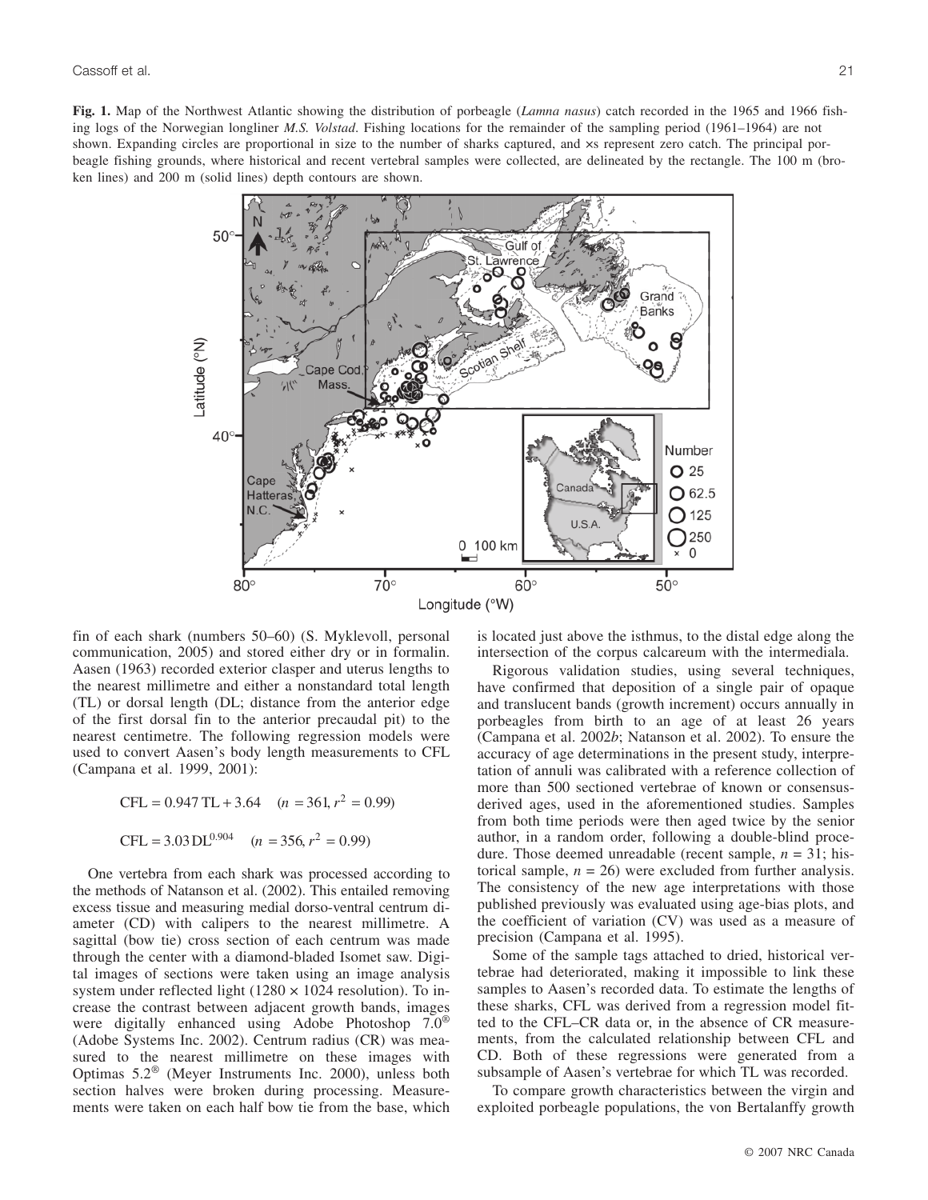**Fig. 1.** Map of the Northwest Atlantic showing the distribution of porbeagle (*Lamna nasus*) catch recorded in the 1965 and 1966 fishing logs of the Norwegian longliner *M.S. Volstad*. Fishing locations for the remainder of the sampling period (1961–1964) are not shown. Expanding circles are proportional in size to the number of sharks captured, and ×s represent zero catch. The principal porbeagle fishing grounds, where historical and recent vertebral samples were collected, are delineated by the rectangle. The 100 m (broken lines) and 200 m (solid lines) depth contours are shown.

fin of each shark (numbers 50–60) (S. Myklevoll, personal communication, 2005) and stored either dry or in formalin. Aasen (1963) recorded exterior clasper and uterus lengths to the nearest millimetre and either a nonstandard total length (TL) or dorsal length (DL; distance from the anterior edge of the first dorsal fin to the anterior precaudal pit) to the nearest centimetre. The following regression models were used to convert Aasen's body length measurements to CFL (Campana et al. 1999, 2001):

$$\mathrm{CFL} = 0.947\,\mathrm{TL} + 3.64 \quad (n = 361, r^2 = 0.99)$$

$$\mathrm{CFL} = 3.03\,\mathrm{DL}^{0.904} \quad (n = 356, r^2 = 0.99)$$

One vertebra from each shark was processed according to the methods of Natanson et al. (2002). This entailed removing excess tissue and measuring medial dorso-ventral centrum diameter (CD) with calipers to the nearest millimetre. A sagittal (bow tie) cross section of each centrum was made through the center with a diamond-bladed Isomet saw. Digital images of sections were taken using an image analysis system under reflected light (1280 × 1024 resolution). To increase the contrast between adjacent growth bands, images were digitally enhanced using Adobe Photoshop 7.0® (Adobe Systems Inc. 2002). Centrum radius (CR) was measured to the nearest millimetre on these images with Optimas 5.2® (Meyer Instruments Inc. 2000), unless both section halves were broken during processing. Measurements were taken on each half bow tie from the base, which is located just above the isthmus, to the distal edge along the intersection of the corpus calcareum with the intermediala.

Rigorous validation studies, using several techniques, have confirmed that deposition of a single pair of opaque and translucent bands (growth increment) occurs annually in porbeagles from birth to an age of at least 26 years (Campana et al. 2002*b*; Natanson et al. 2002). To ensure the accuracy of age determinations in the present study, interpretation of annuli was calibrated with a reference collection of more than 500 sectioned vertebrae of known or consensus-derived ages, used in the aforementioned studies. Samples from both time periods were then aged twice by the senior author, in a random order, following a double-blind procedure. Those deemed unreadable (recent sample, $n = 31$; historical sample, $n = 26$) were excluded from further analysis. The consistency of the new age interpretations with those published previously was evaluated using age-bias plots, and the coefficient of variation (CV) was used as a measure of precision (Campana et al. 1995).

Some of the sample tags attached to dried, historical vertebrae had deteriorated, making it impossible to link these samples to Aasen's recorded data. To estimate the lengths of these sharks, CFL was derived from a regression model fitted to the CFL–CR data or, in the absence of CR measurements, from the calculated relationship between CFL and CD. Both of these regressions were generated from a subsample of Aasen's vertebrae for which TL was recorded.

To compare growth characteristics between the virgin and exploited porbeagle populations, the von Bertalanffy growth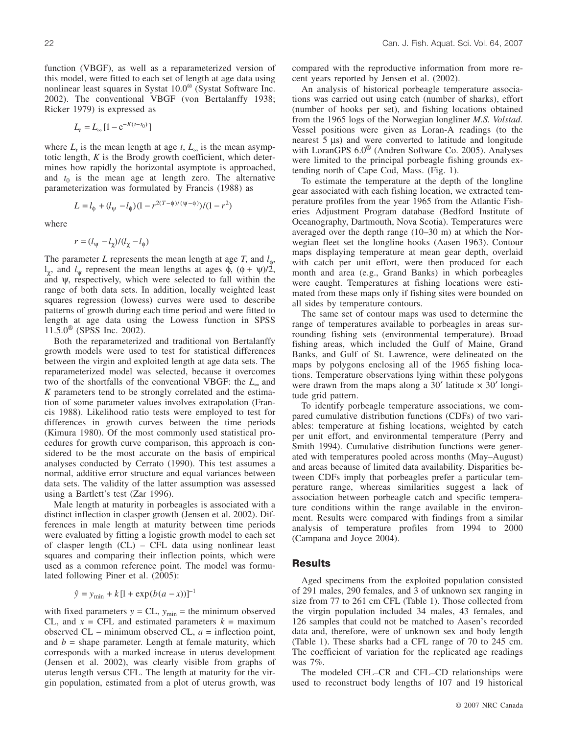function (VBGF), as well as a reparameterized version of this model, were fitted to each set of length at age data using nonlinear least squares in Systat 10.0® (Systat Software Inc. 2002). The conventional VBGF (von Bertalanffy 1938; Ricker 1979) is expressed as

$$L_t = L_\infty [1 - e^{-K(t-t_0)}]$$

where $L_t$ is the mean length at age $t$, $L_\infty$ is the mean asymptotic length, $K$ is the Brody growth coefficient, which determines how rapidly the horizontal asymptote is approached, and $t_0$ is the mean age at length zero. The alternative parameterization was formulated by Francis (1988) as

$$L = l_\phi + (l_\psi - l_\phi)(1 - r^{2(T-\phi)/(\psi-\phi)})/(1 - r^2)$$

where

$$r = (l_\psi - l_\chi)/(l_\chi - l_\phi)$$

The parameter $L$ represents the mean length at age $T$, and $l_\phi$, $l_\chi$, and $l_\psi$ represent the mean lengths at ages $\phi$, $(\phi + \psi)/2$, and $\psi$, respectively, which were selected to fall within the range of both data sets. In addition, locally weighted least squares regression (lowess) curves were used to describe patterns of growth during each time period and were fitted to length at age data using the Lowess function in SPSS 11.5.0® (SPSS Inc. 2002).

Both the reparameterized and traditional von Bertalanffy growth models were used to test for statistical differences between the virgin and exploited length at age data sets. The reparameterized model was selected, because it overcomes two of the shortfalls of the conventional VBGF: the $L_\infty$ and $K$ parameters tend to be strongly correlated and the estimation of some parameter values involves extrapolation (Francis 1988). Likelihood ratio tests were employed to test for differences in growth curves between the time periods (Kimura 1980). Of the most commonly used statistical procedures for growth curve comparison, this approach is considered to be the most accurate on the basis of empirical analyses conducted by Cerrato (1990). This test assumes a normal, additive error structure and equal variances between data sets. The validity of the latter assumption was assessed using a Bartlett's test (Zar 1996).

Male length at maturity in porbeagles is associated with a distinct inflection in clasper growth (Jensen et al. 2002). Differences in male length at maturity between time periods were evaluated by fitting a logistic growth model to each set of clasper length (CL) – CFL data using nonlinear least squares and comparing their inflection points, which were used as a common reference point. The model was formulated following Piner et al. (2005):

$$\hat{y} = y_{\min} + k[1 + \exp(b(a - x))]^{-1}$$

with fixed parameters $y$ = CL, $y_{\min}$ = the minimum observed CL, and $x$ = CFL and estimated parameters $k$ = maximum observed CL – minimum observed CL, $a$ = inflection point, and $b$ = shape parameter. Length at female maturity, which corresponds with a marked increase in uterus development (Jensen et al. 2002), was clearly visible from graphs of uterus length versus CFL. The length at maturity for the virgin population, estimated from a plot of uterus growth, was compared with the reproductive information from more recent years reported by Jensen et al. (2002).

An analysis of historical porbeagle temperature associations was carried out using catch (number of sharks), effort (number of hooks per set), and fishing locations obtained from the 1965 logs of the Norwegian longliner *M.S. Volstad*. Vessel positions were given as Loran-A readings (to the nearest 5 μs) and were converted to latitude and longitude with LoranGPS 6.0® (Andren Software Co. 2005). Analyses were limited to the principal porbeagle fishing grounds extending north of Cape Cod, Mass. (Fig. 1).

To estimate the temperature at the depth of the longline gear associated with each fishing location, we extracted temperature profiles from the year 1965 from the Atlantic Fisheries Adjustment Program database (Bedford Institute of Oceanography, Dartmouth, Nova Scotia). Temperatures were averaged over the depth range (10–30 m) at which the Norwegian fleet set the longline hooks (Aasen 1963). Contour maps displaying temperature at mean gear depth, overlaid with catch per unit effort, were then produced for each month and area (e.g., Grand Banks) in which porbeagles were caught. Temperatures at fishing locations were estimated from these maps only if fishing sites were bounded on all sides by temperature contours.

The same set of contour maps was used to determine the range of temperatures available to porbeagles in areas surrounding fishing sets (environmental temperature). Broad fishing areas, which included the Gulf of Maine, Grand Banks, and Gulf of St. Lawrence, were delineated on the maps by polygons enclosing all of the 1965 fishing locations. Temperature observations lying within these polygons were drawn from the maps along a 30′ latitude × 30′ longitude grid pattern.

To identify porbeagle temperature associations, we compared cumulative distribution functions (CDFs) of two variables: temperature at fishing locations, weighted by catch per unit effort, and environmental temperature (Perry and Smith 1994). Cumulative distribution functions were generated with temperatures pooled across months (May–August) and areas because of limited data availability. Disparities between CDFs imply that porbeagles prefer a particular temperature range, whereas similarities suggest a lack of association between porbeagle catch and specific temperature conditions within the range available in the environment. Results were compared with findings from a similar analysis of temperature profiles from 1994 to 2000 (Campana and Joyce 2004).

## Results

Aged specimens from the exploited population consisted of 291 males, 290 females, and 3 of unknown sex ranging in size from 77 to 261 cm CFL (Table 1). Those collected from the virgin population included 34 males, 43 females, and 126 samples that could not be matched to Aasen's recorded data and, therefore, were of unknown sex and body length (Table 1). These sharks had a CFL range of 70 to 245 cm. The coefficient of variation for the replicated age readings was 7%.

The modeled CFL–CR and CFL–CD relationships were used to reconstruct body lengths of 107 and 19 historical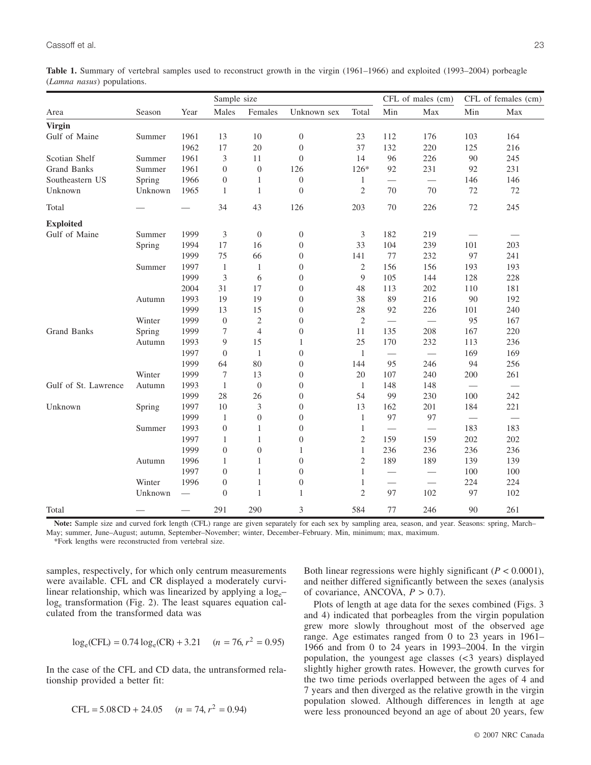**Table 1.** Summary of vertebral samples used to reconstruct growth in the virgin (1961–1966) and exploited (1993–2004) porbeagle (*Lamna nasus*) populations.

| Area | Season | Year | Sample size | | | | CFL of males (cm) | | CFL of females (cm) | |
|---|---|---|---|---|---|---|---|---|---|---|
| | | | Males | Females | Unknown sex | Total | Min | Max | Min | Max |
| **Virgin** | | | | | | | | | | |
| Gulf of Maine | Summer | 1961 | 13 | 10 | 0 | 23 | 112 | 176 | 103 | 164 |
| | | 1962 | 17 | 20 | 0 | 37 | 132 | 220 | 125 | 216 |
| Scotian Shelf | Summer | 1961 | 3 | 11 | 0 | 14 | 96 | 226 | 90 | 245 |
| Grand Banks | Summer | 1961 | 0 | 0 | 126 | 126* | 92 | 231 | 92 | 231 |
| Southeastern US | Spring | 1966 | 0 | 1 | 0 | 1 | — | — | 146 | 146 |
| Unknown | Unknown | 1965 | 1 | 1 | 0 | 2 | 70 | 70 | 72 | 72 |
| Total | — | — | 34 | 43 | 126 | 203 | 70 | 226 | 72 | 245 |
| **Exploited** | | | | | | | | | | |
| Gulf of Maine | Summer | 1999 | 3 | 0 | 0 | 3 | 182 | 219 | — | — |
| | Spring | 1994 | 17 | 16 | 0 | 33 | 104 | 239 | 101 | 203 |
| | | 1999 | 75 | 66 | 0 | 141 | 77 | 232 | 97 | 241 |
| | Summer | 1997 | 1 | 1 | 0 | 2 | 156 | 156 | 193 | 193 |
| | | 1999 | 3 | 6 | 0 | 9 | 105 | 144 | 128 | 228 |
| | | 2004 | 31 | 17 | 0 | 48 | 113 | 202 | 110 | 181 |
| | Autumn | 1993 | 19 | 19 | 0 | 38 | 89 | 216 | 90 | 192 |
| | | 1999 | 13 | 15 | 0 | 28 | 92 | 226 | 101 | 240 |
| | Winter | 1999 | 0 | 2 | 0 | 2 | — | — | 95 | 167 |
| Grand Banks | Spring | 1999 | 7 | 4 | 0 | 11 | 135 | 208 | 167 | 220 |
| | Autumn | 1993 | 9 | 15 | 1 | 25 | 170 | 232 | 113 | 236 |
| | | 1997 | 0 | 1 | 0 | 1 | — | — | 169 | 169 |
| | | 1999 | 64 | 80 | 0 | 144 | 95 | 246 | 94 | 256 |
| | Winter | 1999 | 7 | 13 | 0 | 20 | 107 | 240 | 200 | 261 |
| Gulf of St. Lawrence | Autumn | 1993 | 1 | 0 | 0 | 1 | 148 | 148 | — | — |
| | | 1999 | 28 | 26 | 0 | 54 | 99 | 230 | 100 | 242 |
| Unknown | Spring | 1997 | 10 | 3 | 0 | 13 | 162 | 201 | 184 | 221 |
| | | 1999 | 1 | 0 | 0 | 1 | 97 | 97 | — | — |
| | Summer | 1993 | 0 | 1 | 0 | 1 | — | — | 183 | 183 |
| | | 1997 | 1 | 1 | 0 | 2 | 159 | 159 | 202 | 202 |
| | | 1999 | 0 | 0 | 1 | 1 | 236 | 236 | 236 | 236 |
| | Autumn | 1996 | 1 | 1 | 0 | 2 | 189 | 189 | 139 | 139 |
| | | 1997 | 0 | 1 | 0 | 1 | — | — | 100 | 100 |
| | Winter | 1996 | 0 | 1 | 0 | 1 | — | — | 224 | 224 |
| | Unknown | — | 0 | 1 | 1 | 2 | 97 | 102 | 97 | 102 |
| Total | — | — | 291 | 290 | 3 | 584 | 77 | 246 | 90 | 261 |

**Note:** Sample size and curved fork length (CFL) range are given separately for each sex by sampling area, season, and year. Seasons: spring, March–May; summer, June–August; autumn, September–November; winter, December–February. Min, minimum; max, maximum.

*Fork lengths were reconstructed from vertebral size.

samples, respectively, for which only centrum measurements were available. CFL and CR displayed a moderately curvilinear relationship, which was linearized by applying a $\log_e$–$\log_e$ transformation (Fig. 2). The least squares equation calculated from the transformed data was

$$\log_e(\text{CFL}) = 0.74\log_e(\text{CR}) + 3.21 \quad (n = 76, r^2 = 0.95)$$

In the case of the CFL and CD data, the untransformed relationship provided a better fit:

$$\text{CFL} = 5.08\,\text{CD} + 24.05 \quad (n = 74, r^2 = 0.94)$$

Both linear regressions were highly significant ($P < 0.0001$), and neither differed significantly between the sexes (analysis of covariance, ANCOVA, $P > 0.7$).

Plots of length at age data for the sexes combined (Figs. 3 and 4) indicated that porbeagles from the virgin population grew more slowly throughout most of the observed age range. Age estimates ranged from 0 to 23 years in 1961–1966 and from 0 to 24 years in 1993–2004. In the virgin population, the youngest age classes (<3 years) displayed slightly higher growth rates. However, the growth curves for the two time periods overlapped between the ages of 4 and 7 years and then diverged as the relative growth in the virgin population slowed. Although differences in length at age were less pronounced beyond an age of about 20 years, few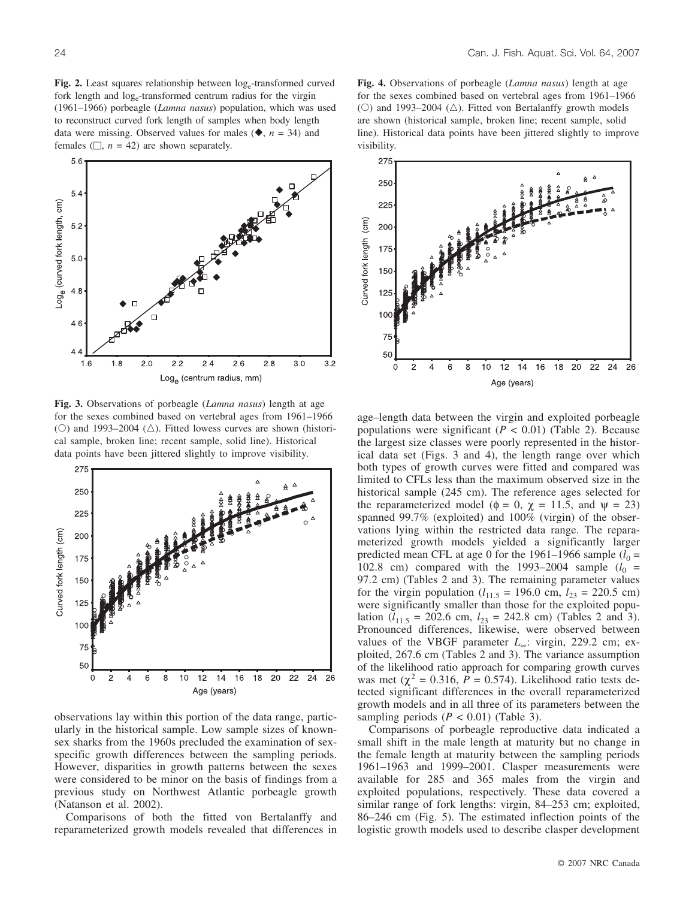**Fig. 2.** Least squares relationship between $\log_e$-transformed curved fork length and $\log_e$-transformed centrum radius for the virgin (1961–1966) porbeagle (*Lamna nasus*) population, which was used to reconstruct curved fork length of samples when body length data were missing. Observed values for males (◆, $n$ = 34) and females (□, $n$ = 42) are shown separately.

**Fig. 3.** Observations of porbeagle (*Lamna nasus*) length at age for the sexes combined based on vertebral ages from 1961–1966 (○) and 1993–2004 (△). Fitted lowess curves are shown (historical sample, broken line; recent sample, solid line). Historical data points have been jittered slightly to improve visibility.

observations lay within this portion of the data range, particularly in the historical sample. Low sample sizes of known-sex sharks from the 1960s precluded the examination of sex-specific growth differences between the sampling periods. However, disparities in growth patterns between the sexes were considered to be minor on the basis of findings from a previous study on Northwest Atlantic porbeagle growth (Natanson et al. 2002).

Comparisons of both the fitted von Bertalanffy and reparameterized growth models revealed that differences in

**Fig. 4.** Observations of porbeagle (*Lamna nasus*) length at age for the sexes combined based on vertebral ages from 1961–1966 (○) and 1993–2004 (△). Fitted von Bertalanffy growth models are shown (historical sample, broken line; recent sample, solid line). Historical data points have been jittered slightly to improve visibility.

age–length data between the virgin and exploited porbeagle populations were significant ($P < 0.01$) (Table 2). Because the largest size classes were poorly represented in the historical data set (Figs. 3 and 4), the length range over which both types of growth curves were fitted and compared was limited to CFLs less than the maximum observed size in the historical sample (245 cm). The reference ages selected for the reparameterized model ($\phi = 0$, $\chi = 11.5$, and $\psi = 23$) spanned 99.7% (exploited) and 100% (virgin) of the observations lying within the restricted data range. The reparameterized growth models yielded a significantly larger predicted mean CFL at age 0 for the 1961–1966 sample ($l_0$ = 102.8 cm) compared with the 1993–2004 sample ($l_0$ = 97.2 cm) (Tables 2 and 3). The remaining parameter values for the virgin population ($l_{11.5}$ = 196.0 cm, $l_{23}$ = 220.5 cm) were significantly smaller than those for the exploited population ($l_{11.5}$ = 202.6 cm, $l_{23}$ = 242.8 cm) (Tables 2 and 3). Pronounced differences, likewise, were observed between values of the VBGF parameter $L_\infty$: virgin, 229.2 cm; exploited, 267.6 cm (Tables 2 and 3). The variance assumption of the likelihood ratio approach for comparing growth curves was met ($\chi^2$ = 0.316, $P$ = 0.574). Likelihood ratio tests detected significant differences in the overall reparameterized growth models and in all three of its parameters between the sampling periods ($P < 0.01$) (Table 3).

Comparisons of porbeagle reproductive data indicated a small shift in the male length at maturity but no change in the female length at maturity between the sampling periods 1961–1963 and 1999–2001. Clasper measurements were available for 285 and 365 males from the virgin and exploited populations, respectively. These data covered a similar range of fork lengths: virgin, 84–253 cm; exploited, 86–246 cm (Fig. 5). The estimated inflection points of the logistic growth models used to describe clasper development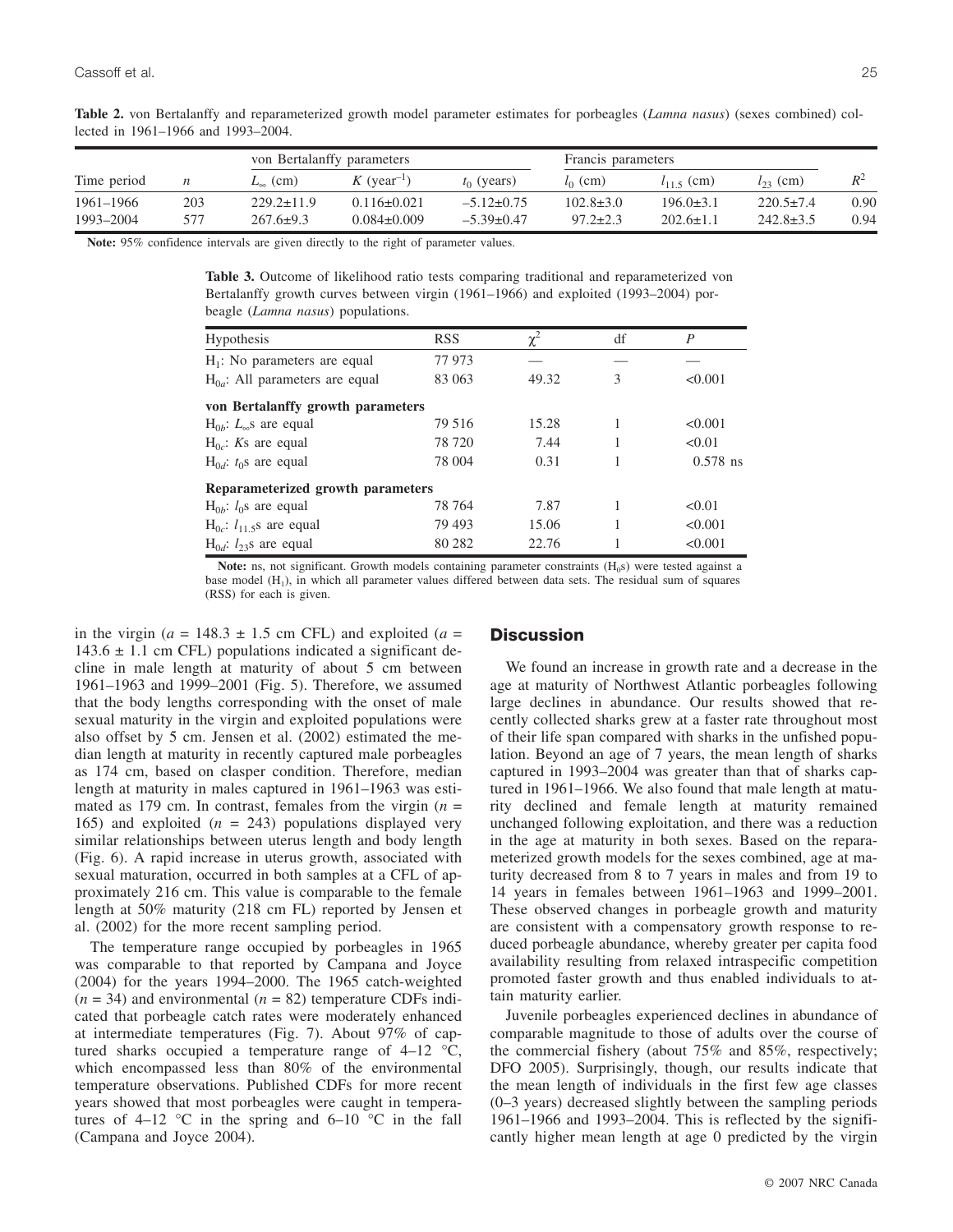**Table 2.** von Bertalanffy and reparameterized growth model parameter estimates for porbeagles (*Lamna nasus*) (sexes combined) collected in 1961–1966 and 1993–2004.

| Time period | $n$ | von Bertalanffy parameters | | | Francis parameters | | | $R^2$ |
|---|---|---|---|---|---|---|---|---|
| | | $L_\infty$ (cm) | $K$ (year$^{-1}$) | $t_0$ (years) | $l_0$ (cm) | $l_{11.5}$ (cm) | $l_{23}$ (cm) | |
| 1961–1966 | 203 | 229.2±11.9 | 0.116±0.021 | −5.12±0.75 | 102.8±3.0 | 196.0±3.1 | 220.5±7.4 | 0.90 |
| 1993–2004 | 577 | 267.6±9.3 | 0.084±0.009 | −5.39±0.47 | 97.2±2.3 | 202.6±1.1 | 242.8±3.5 | 0.94 |

**Note:** 95% confidence intervals are given directly to the right of parameter values.

**Table 3.** Outcome of likelihood ratio tests comparing traditional and reparameterized von Bertalanffy growth curves between virgin (1961–1966) and exploited (1993–2004) porbeagle (*Lamna nasus*) populations.

| Hypothesis | RSS | $\chi^2$ | df | $P$ |
|---|---|---|---|---|
| $H_1$: No parameters are equal | 77 973 | — | — | — |
| $H_{0a}$: All parameters are equal | 83 063 | 49.32 | 3 | <0.001 |
| **von Bertalanffy growth parameters** | | | | |
| $H_{0b}$: $L_\infty$s are equal | 79 516 | 15.28 | 1 | <0.001 |
| $H_{0c}$: $K$s are equal | 78 720 | 7.44 | 1 | <0.01 |
| $H_{0d}$: $t_0$s are equal | 78 004 | 0.31 | 1 | 0.578 ns |
| **Reparameterized growth parameters** | | | | |
| $H_{0b}$: $l_0$s are equal | 78 764 | 7.87 | 1 | <0.01 |
| $H_{0c}$: $l_{11.5}$s are equal | 79 493 | 15.06 | 1 | <0.001 |
| $H_{0d}$: $l_{23}$s are equal | 80 282 | 22.76 | 1 | <0.001 |

**Note:** ns, not significant. Growth models containing parameter constraints ($H_0$s) were tested against a base model ($H_1$), in which all parameter values differed between data sets. The residual sum of squares (RSS) for each is given.

in the virgin ($a$ = 148.3 ± 1.5 cm CFL) and exploited ($a$ = 143.6 ± 1.1 cm CFL) populations indicated a significant decline in male length at maturity of about 5 cm between 1961–1963 and 1999–2001 (Fig. 5). Therefore, we assumed that the body lengths corresponding with the onset of male sexual maturity in the virgin and exploited populations were also offset by 5 cm. Jensen et al. (2002) estimated the median length at maturity in recently captured male porbeagles as 174 cm, based on clasper condition. Therefore, median length at maturity in males captured in 1961–1963 was estimated as 179 cm. In contrast, females from the virgin ($n$ = 165) and exploited ($n$ = 243) populations displayed very similar relationships between uterus length and body length (Fig. 6). A rapid increase in uterus growth, associated with sexual maturation, occurred in both samples at a CFL of approximately 216 cm. This value is comparable to the female length at 50% maturity (218 cm FL) reported by Jensen et al. (2002) for the more recent sampling period.

The temperature range occupied by porbeagles in 1965 was comparable to that reported by Campana and Joyce (2004) for the years 1994–2000. The 1965 catch-weighted ($n$ = 34) and environmental ($n$ = 82) temperature CDFs indicated that porbeagle catch rates were moderately enhanced at intermediate temperatures (Fig. 7). About 97% of captured sharks occupied a temperature range of 4–12 °C, which encompassed less than 80% of the environmental temperature observations. Published CDFs for more recent years showed that most porbeagles were caught in temperatures of 4–12 °C in the spring and 6–10 °C in the fall (Campana and Joyce 2004).

## Discussion

We found an increase in growth rate and a decrease in the age at maturity of Northwest Atlantic porbeagles following large declines in abundance. Our results showed that recently collected sharks grew at a faster rate throughout most of their life span compared with sharks in the unfished population. Beyond an age of 7 years, the mean length of sharks captured in 1993–2004 was greater than that of sharks captured in 1961–1966. We also found that male length at maturity declined and female length at maturity remained unchanged following exploitation, and there was a reduction in the age at maturity in both sexes. Based on the reparameterized growth models for the sexes combined, age at maturity decreased from 8 to 7 years in males and from 19 to 14 years in females between 1961–1963 and 1999–2001. These observed changes in porbeagle growth and maturity are consistent with a compensatory growth response to reduced porbeagle abundance, whereby greater per capita food availability resulting from relaxed intraspecific competition promoted faster growth and thus enabled individuals to attain maturity earlier.

Juvenile porbeagles experienced declines in abundance of comparable magnitude to those of adults over the course of the commercial fishery (about 75% and 85%, respectively; DFO 2005). Surprisingly, though, our results indicate that the mean length of individuals in the first few age classes (0–3 years) decreased slightly between the sampling periods 1961–1966 and 1993–2004. This is reflected by the significantly higher mean length at age 0 predicted by the virgin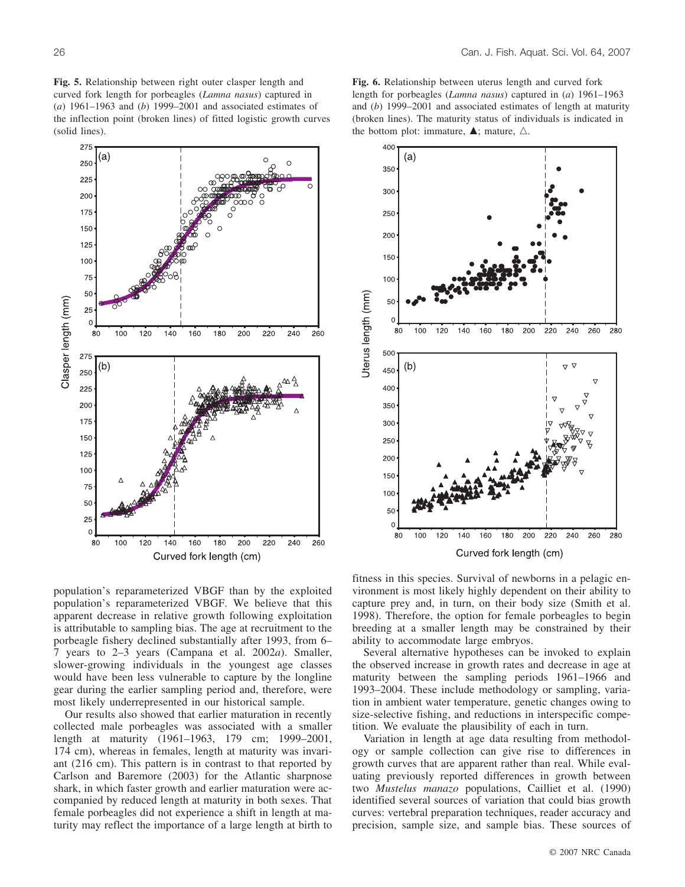**Fig. 5.** Relationship between right outer clasper length and curved fork length for porbeagles (*Lamna nasus*) captured in (*a*) 1961–1963 and (*b*) 1999–2001 and associated estimates of the inflection point (broken lines) of fitted logistic growth curves (solid lines).

**Fig. 6.** Relationship between uterus length and curved fork length for porbeagles (*Lamna nasus*) captured in (*a*) 1961–1963 and (*b*) 1999–2001 and associated estimates of length at maturity (broken lines). The maturity status of individuals is indicated in the bottom plot: immature, ▲; mature, △.

population's reparameterized VBGF than by the exploited population's reparameterized VBGF. We believe that this apparent decrease in relative growth following exploitation is attributable to sampling bias. The age at recruitment to the porbeagle fishery declined substantially after 1993, from 6–7 years to 2–3 years (Campana et al. 2002*a*). Smaller, slower-growing individuals in the youngest age classes would have been less vulnerable to capture by the longline gear during the earlier sampling period and, therefore, were most likely underrepresented in our historical sample.

Our results also showed that earlier maturation in recently collected male porbeagles was associated with a smaller length at maturity (1961–1963, 179 cm; 1999–2001, 174 cm), whereas in females, length at maturity was invariant (216 cm). This pattern is in contrast to that reported by Carlson and Baremore (2003) for the Atlantic sharpnose shark, in which faster growth and earlier maturation were accompanied by reduced length at maturity in both sexes. That female porbeagles did not experience a shift in length at maturity may reflect the importance of a large length at birth to fitness in this species. Survival of newborns in a pelagic environment is most likely highly dependent on their ability to capture prey and, in turn, on their body size (Smith et al. 1998). Therefore, the option for female porbeagles to begin breeding at a smaller length may be constrained by their ability to accommodate large embryos.

Several alternative hypotheses can be invoked to explain the observed increase in growth rates and decrease in age at maturity between the sampling periods 1961–1966 and 1993–2004. These include methodology or sampling, variation in ambient water temperature, genetic changes owing to size-selective fishing, and reductions in interspecific competition. We evaluate the plausibility of each in turn.

Variation in length at age data resulting from methodology or sample collection can give rise to differences in growth curves that are apparent rather than real. While evaluating previously reported differences in growth between two *Mustelus manazo* populations, Cailliet et al. (1990) identified several sources of variation that could bias growth curves: vertebral preparation techniques, reader accuracy and precision, sample size, and sample bias. These sources of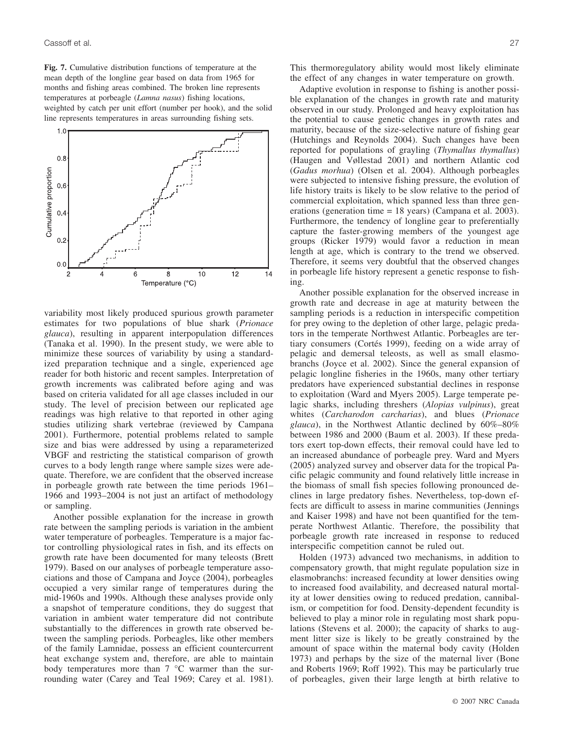**Fig. 7.** Cumulative distribution functions of temperature at the mean depth of the longline gear based on data from 1965 for months and fishing areas combined. The broken line represents temperatures at porbeagle (*Lamna nasus*) fishing locations, weighted by catch per unit effort (number per hook), and the solid line represents temperatures in areas surrounding fishing sets.

variability most likely produced spurious growth parameter estimates for two populations of blue shark (*Prionace glauca*), resulting in apparent interpopulation differences (Tanaka et al. 1990). In the present study, we were able to minimize these sources of variability by using a standardized preparation technique and a single, experienced age reader for both historic and recent samples. Interpretation of growth increments was calibrated before aging and was based on criteria validated for all age classes included in our study. The level of precision between our replicated age readings was high relative to that reported in other aging studies utilizing shark vertebrae (reviewed by Campana 2001). Furthermore, potential problems related to sample size and bias were addressed by using a reparameterized VBGF and restricting the statistical comparison of growth curves to a body length range where sample sizes were adequate. Therefore, we are confident that the observed increase in porbeagle growth rate between the time periods 1961–1966 and 1993–2004 is not just an artifact of methodology or sampling.

Another possible explanation for the increase in growth rate between the sampling periods is variation in the ambient water temperature of porbeagles. Temperature is a major factor controlling physiological rates in fish, and its effects on growth rate have been documented for many teleosts (Brett 1979). Based on our analyses of porbeagle temperature associations and those of Campana and Joyce (2004), porbeagles occupied a very similar range of temperatures during the mid-1960s and 1990s. Although these analyses provide only a snapshot of temperature conditions, they do suggest that variation in ambient water temperature did not contribute substantially to the differences in growth rate observed between the sampling periods. Porbeagles, like other members of the family Lamnidae, possess an efficient countercurrent heat exchange system and, therefore, are able to maintain body temperatures more than 7 °C warmer than the surrounding water (Carey and Teal 1969; Carey et al. 1981). This thermoregulatory ability would most likely eliminate the effect of any changes in water temperature on growth.

Adaptive evolution in response to fishing is another possible explanation of the changes in growth rate and maturity observed in our study. Prolonged and heavy exploitation has the potential to cause genetic changes in growth rates and maturity, because of the size-selective nature of fishing gear (Hutchings and Reynolds 2004). Such changes have been reported for populations of grayling (*Thymallus thymallus*) (Haugen and Vøllestad 2001) and northern Atlantic cod (*Gadus morhua*) (Olsen et al. 2004). Although porbeagles were subjected to intensive fishing pressure, the evolution of life history traits is likely to be slow relative to the period of commercial exploitation, which spanned less than three generations (generation time = 18 years) (Campana et al. 2003). Furthermore, the tendency of longline gear to preferentially capture the faster-growing members of the youngest age groups (Ricker 1979) would favor a reduction in mean length at age, which is contrary to the trend we observed. Therefore, it seems very doubtful that the observed changes in porbeagle life history represent a genetic response to fishing.

Another possible explanation for the observed increase in growth rate and decrease in age at maturity between the sampling periods is a reduction in interspecific competition for prey owing to the depletion of other large, pelagic predators in the temperate Northwest Atlantic. Porbeagles are tertiary consumers (Cortés 1999), feeding on a wide array of pelagic and demersal teleosts, as well as small elasmobranchs (Joyce et al. 2002). Since the general expansion of pelagic longline fisheries in the 1960s, many other tertiary predators have experienced substantial declines in response to exploitation (Ward and Myers 2005). Large temperate pelagic sharks, including threshers (*Alopias vulpinus*), great whites (*Carcharodon carcharias*), and blues (*Prionace glauca*), in the Northwest Atlantic declined by 60%–80% between 1986 and 2000 (Baum et al. 2003). If these predators exert top-down effects, their removal could have led to an increased abundance of porbeagle prey. Ward and Myers (2005) analyzed survey and observer data for the tropical Pacific pelagic community and found relatively little increase in the biomass of small fish species following pronounced declines in large predatory fishes. Nevertheless, top-down effects are difficult to assess in marine communities (Jennings and Kaiser 1998) and have not been quantified for the temperate Northwest Atlantic. Therefore, the possibility that porbeagle growth rate increased in response to reduced interspecific competition cannot be ruled out.

Holden (1973) advanced two mechanisms, in addition to compensatory growth, that might regulate population size in elasmobranchs: increased fecundity at lower densities owing to increased food availability, and decreased natural mortality at lower densities owing to reduced predation, cannibalism, or competition for food. Density-dependent fecundity is believed to play a minor role in regulating most shark populations (Stevens et al. 2000); the capacity of sharks to augment litter size is likely to be greatly constrained by the amount of space within the maternal body cavity (Holden 1973) and perhaps by the size of the maternal liver (Bone and Roberts 1969; Roff 1992). This may be particularly true of porbeagles, given their large length at birth relative to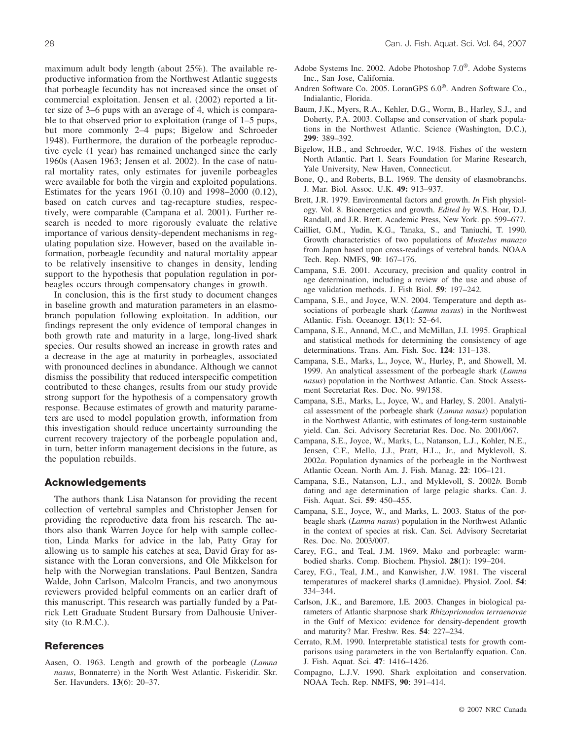maximum adult body length (about 25%). The available reproductive information from the Northwest Atlantic suggests that porbeagle fecundity has not increased since the onset of commercial exploitation. Jensen et al. (2002) reported a litter size of 3–6 pups with an average of 4, which is comparable to that observed prior to exploitation (range of 1–5 pups, but more commonly 2–4 pups; Bigelow and Schroeder 1948). Furthermore, the duration of the porbeagle reproductive cycle (1 year) has remained unchanged since the early 1960s (Aasen 1963; Jensen et al. 2002). In the case of natural mortality rates, only estimates for juvenile porbeagles were available for both the virgin and exploited populations. Estimates for the years 1961 (0.10) and 1998–2000 (0.12), based on catch curves and tag-recapture studies, respectively, were comparable (Campana et al. 2001). Further research is needed to more rigorously evaluate the relative importance of various density-dependent mechanisms in regulating population size. However, based on the available information, porbeagle fecundity and natural mortality appear to be relatively insensitive to changes in density, lending support to the hypothesis that population regulation in porbeagles occurs through compensatory changes in growth.

In conclusion, this is the first study to document changes in baseline growth and maturation parameters in an elasmobranch population following exploitation. In addition, our findings represent the only evidence of temporal changes in both growth rate and maturity in a large, long-lived shark species. Our results showed an increase in growth rates and a decrease in the age at maturity in porbeagles, associated with pronounced declines in abundance. Although we cannot dismiss the possibility that reduced interspecific competition contributed to these changes, results from our study provide strong support for the hypothesis of a compensatory growth response. Because estimates of growth and maturity parameters are used to model population growth, information from this investigation should reduce uncertainty surrounding the current recovery trajectory of the porbeagle population and, in turn, better inform management decisions in the future, as the population rebuilds.

## Acknowledgements

The authors thank Lisa Natanson for providing the recent collection of vertebral samples and Christopher Jensen for providing the reproductive data from his research. The authors also thank Warren Joyce for help with sample collection, Linda Marks for advice in the lab, Patty Gray for allowing us to sample his catches at sea, David Gray for assistance with the Loran conversions, and Ole Mikkelson for help with the Norwegian translations. Paul Bentzen, Sandra Walde, John Carlson, Malcolm Francis, and two anonymous reviewers provided helpful comments on an earlier draft of this manuscript. This research was partially funded by a Patrick Lett Graduate Student Bursary from Dalhousie University (to R.M.C.).

## References

Aasen, O. 1963. Length and growth of the porbeagle (*Lamna nasus*, Bonnaterre) in the North West Atlantic. Fiskeridir. Skr. Ser. Havunders. **13**(6): 20–37.

Adobe Systems Inc. 2002. Adobe Photoshop 7.0®. Adobe Systems Inc., San Jose, California.

Andren Software Co. 2005. LoranGPS 6.0®. Andren Software Co., Indialantic, Florida.

Baum, J.K., Myers, R.A., Kehler, D.G., Worm, B., Harley, S.J., and Doherty, P.A. 2003. Collapse and conservation of shark populations in the Northwest Atlantic. Science (Washington, D.C.), **299**: 389–392.

Bigelow, H.B., and Schroeder, W.C. 1948. Fishes of the western North Atlantic. Part 1. Sears Foundation for Marine Research, Yale University, New Haven, Connecticut.

Bone, Q., and Roberts, B.L. 1969. The density of elasmobranchs. J. Mar. Biol. Assoc. U.K. **49:** 913–937.

Brett, J.R. 1979. Environmental factors and growth. *In* Fish physiology. Vol. 8. Bioenergetics and growth. *Edited by* W.S. Hoar, D.J. Randall, and J.R. Brett. Academic Press, New York. pp. 599–677.

Cailliet, G.M., Yudin, K.G., Tanaka, S., and Taniuchi, T. 1990. Growth characteristics of two populations of *Mustelus manazo* from Japan based upon cross-readings of vertebral bands. NOAA Tech. Rep. NMFS, **90**: 167–176.

Campana, S.E. 2001. Accuracy, precision and quality control in age determination, including a review of the use and abuse of age validation methods. J. Fish Biol. **59**: 197–242.

Campana, S.E., and Joyce, W.N. 2004. Temperature and depth associations of porbeagle shark (*Lamna nasus*) in the Northwest Atlantic. Fish. Oceanogr. **13**(1): 52–64.

Campana, S.E., Annand, M.C., and McMillan, J.I. 1995. Graphical and statistical methods for determining the consistency of age determinations. Trans. Am. Fish. Soc. **124**: 131–138.

Campana, S.E., Marks, L., Joyce, W., Hurley, P., and Showell, M. 1999. An analytical assessment of the porbeagle shark (*Lamna nasus*) population in the Northwest Atlantic. Can. Stock Assessment Secretariat Res. Doc. No. 99/158.

Campana, S.E., Marks, L., Joyce, W., and Harley, S. 2001. Analytical assessment of the porbeagle shark (*Lamna nasus*) population in the Northwest Atlantic, with estimates of long-term sustainable yield. Can. Sci. Advisory Secretariat Res. Doc. No. 2001/067.

Campana, S.E., Joyce, W., Marks, L., Natanson, L.J., Kohler, N.E., Jensen, C.F., Mello, J.J., Pratt, H.L., Jr., and Myklevoll, S. 2002*a*. Population dynamics of the porbeagle in the Northwest Atlantic Ocean. North Am. J. Fish. Manag. **22**: 106–121.

Campana, S.E., Natanson, L.J., and Myklevoll, S. 2002*b*. Bomb dating and age determination of large pelagic sharks. Can. J. Fish. Aquat. Sci. **59**: 450–455.

Campana, S.E., Joyce, W., and Marks, L. 2003. Status of the porbeagle shark (*Lamna nasus*) population in the Northwest Atlantic in the context of species at risk. Can. Sci. Advisory Secretariat Res. Doc. No. 2003/007.

Carey, F.G., and Teal, J.M. 1969. Mako and porbeagle: warm-bodied sharks. Comp. Biochem. Physiol. **28**(1): 199–204.

Carey, F.G., Teal, J.M., and Kanwisher, J.W. 1981. The visceral temperatures of mackerel sharks (Lamnidae). Physiol. Zool. **54**: 334–344.

Carlson, J.K., and Baremore, I.E. 2003. Changes in biological parameters of Atlantic sharpnose shark *Rhizoprionodon terraenovae* in the Gulf of Mexico: evidence for density-dependent growth and maturity? Mar. Freshw. Res. **54**: 227–234.

Cerrato, R.M. 1990. Interpretable statistical tests for growth comparisons using parameters in the von Bertalanffy equation. Can. J. Fish. Aquat. Sci. **47**: 1416–1426.

Compagno, L.J.V. 1990. Shark exploitation and conservation. NOAA Tech. Rep. NMFS, **90**: 391–414.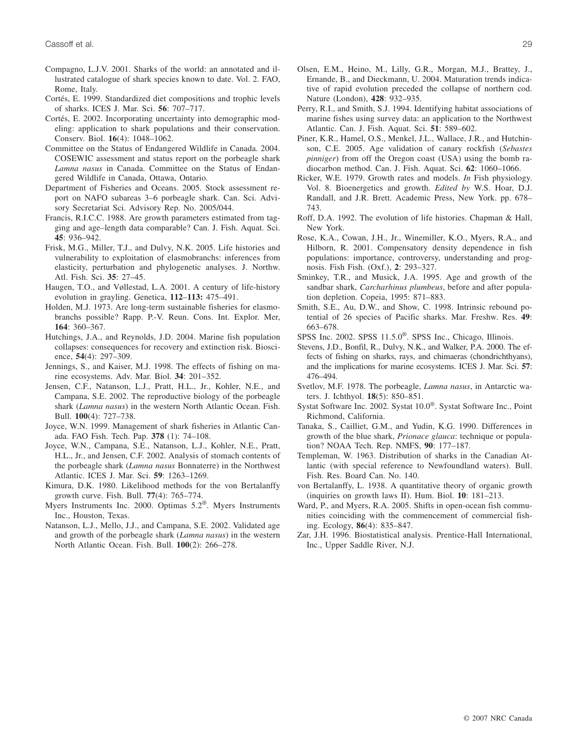Compagno, L.J.V. 2001. Sharks of the world: an annotated and illustrated catalogue of shark species known to date. Vol. 2. FAO, Rome, Italy.

Cortés, E. 1999. Standardized diet compositions and trophic levels of sharks. ICES J. Mar. Sci. **56**: 707–717.

Cortés, E. 2002. Incorporating uncertainty into demographic modeling: application to shark populations and their conservation. Conserv. Biol. **16**(4): 1048–1062.

Committee on the Status of Endangered Wildlife in Canada. 2004. COSEWIC assessment and status report on the porbeagle shark *Lamna nasus* in Canada. Committee on the Status of Endangered Wildlife in Canada, Ottawa, Ontario.

Department of Fisheries and Oceans. 2005. Stock assessment report on NAFO subareas 3–6 porbeagle shark. Can. Sci. Advisory Secretariat Sci. Advisory Rep. No. 2005/044.

Francis, R.I.C.C. 1988. Are growth parameters estimated from tagging and age–length data comparable? Can. J. Fish. Aquat. Sci. **45**: 936–942.

Frisk, M.G., Miller, T.J., and Dulvy, N.K. 2005. Life histories and vulnerability to exploitation of elasmobranchs: inferences from elasticity, perturbation and phylogenetic analyses. J. Northw. Atl. Fish. Sci. **35**: 27–45.

Haugen, T.O., and Vøllestad, L.A. 2001. A century of life-history evolution in grayling. Genetica, **112**–**113:** 475–491.

Holden, M.J. 1973. Are long-term sustainable fisheries for elasmobranchs possible? Rapp. P.-V. Reun. Cons. Int. Explor. Mer, **164**: 360–367.

Hutchings, J.A., and Reynolds, J.D. 2004. Marine fish population collapses: consequences for recovery and extinction risk. Bioscience, **54**(4): 297–309.

Jennings, S., and Kaiser, M.J. 1998. The effects of fishing on marine ecosystems. Adv. Mar. Biol. **34**: 201–352.

Jensen, C.F., Natanson, L.J., Pratt, H.L., Jr., Kohler, N.E., and Campana, S.E. 2002. The reproductive biology of the porbeagle shark (*Lamna nasus*) in the western North Atlantic Ocean. Fish. Bull. **100**(4): 727–738.

Joyce, W.N. 1999. Management of shark fisheries in Atlantic Canada. FAO Fish. Tech. Pap. **378** (1): 74–108.

Joyce, W.N., Campana, S.E., Natanson, L.J., Kohler, N.E., Pratt, H.L., Jr., and Jensen, C.F. 2002. Analysis of stomach contents of the porbeagle shark (*Lamna nasus* Bonnaterre) in the Northwest Atlantic. ICES J. Mar. Sci. **59**: 1263–1269.

Kimura, D.K. 1980. Likelihood methods for the von Bertalanffy growth curve. Fish. Bull. **77**(4): 765–774.

Myers Instruments Inc. 2000. Optimas 5.2®. Myers Instruments Inc., Houston, Texas.

Natanson, L.J., Mello, J.J., and Campana, S.E. 2002. Validated age and growth of the porbeagle shark (*Lamna nasus*) in the western North Atlantic Ocean. Fish. Bull. **100**(2): 266–278.

Olsen, E.M., Heino, M., Lilly, G.R., Morgan, M.J., Brattey, J., Ernande, B., and Dieckmann, U. 2004. Maturation trends indicative of rapid evolution preceded the collapse of northern cod. Nature (London), **428**: 932–935.

Perry, R.I., and Smith, S.J. 1994. Identifying habitat associations of marine fishes using survey data: an application to the Northwest Atlantic. Can. J. Fish. Aquat. Sci. **51**: 589–602.

Piner, K.R., Hamel, O.S., Menkel, J.L., Wallace, J.R., and Hutchinson, C.E. 2005. Age validation of canary rockfish (*Sebastes pinniger*) from off the Oregon coast (USA) using the bomb radiocarbon method. Can. J. Fish. Aquat. Sci. **62**: 1060–1066.

Ricker, W.E. 1979. Growth rates and models. *In* Fish physiology. Vol. 8. Bioenergetics and growth. *Edited by* W.S. Hoar, D.J. Randall, and J.R. Brett. Academic Press, New York. pp. 678–743.

Roff, D.A. 1992. The evolution of life histories. Chapman & Hall, New York.

Rose, K.A., Cowan, J.H., Jr., Winemiller, K.O., Myers, R.A., and Hilborn, R. 2001. Compensatory density dependence in fish populations: importance, controversy, understanding and prognosis. Fish Fish. (Oxf.), **2**: 293–327.

Sminkey, T.R., and Musick, J.A. 1995. Age and growth of the sandbar shark, *Carcharhinus plumbeus*, before and after population depletion. Copeia, 1995: 871–883.

Smith, S.E., Au, D.W., and Show, C. 1998. Intrinsic rebound potential of 26 species of Pacific sharks. Mar. Freshw. Res. **49**: 663–678.

SPSS Inc. 2002. SPSS 11.5.0®. SPSS Inc., Chicago, Illinois.

Stevens, J.D., Bonfil, R., Dulvy, N.K., and Walker, P.A. 2000. The effects of fishing on sharks, rays, and chimaeras (chondrichthyans), and the implications for marine ecosystems. ICES J. Mar. Sci. **57**: 476–494.

Svetlov, M.F. 1978. The porbeagle, *Lamna nasus*, in Antarctic waters. J. Ichthyol. **18**(5): 850–851.

Systat Software Inc. 2002. Systat 10.0®. Systat Software Inc., Point Richmond, California.

Tanaka, S., Cailliet, G.M., and Yudin, K.G. 1990. Differences in growth of the blue shark, *Prionace glauca*: technique or population? NOAA Tech. Rep. NMFS, **90**: 177–187.

Templeman, W. 1963. Distribution of sharks in the Canadian Atlantic (with special reference to Newfoundland waters). Bull. Fish. Res. Board Can. No. 140.

von Bertalanffy, L. 1938. A quantitative theory of organic growth (inquiries on growth laws II). Hum. Biol. **10**: 181–213.

Ward, P., and Myers, R.A. 2005. Shifts in open-ocean fish communities coinciding with the commencement of commercial fishing. Ecology, **86**(4): 835–847.

Zar, J.H. 1996. Biostatistical analysis. Prentice-Hall International, Inc., Upper Saddle River, N.J.